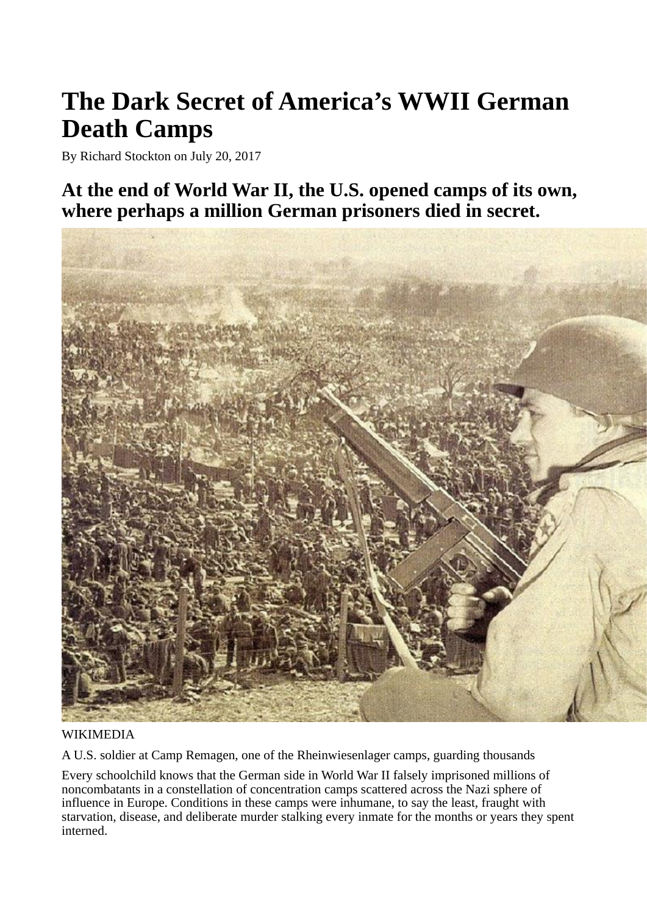# The Dark Secret of America's WWII German Death Camps

By Richard Stockton on July 20, 2017

## At the end of World War II, the U.S. opened camps of its own, where perhaps a million German prisoners died in secret.

WIKIMEDIA

A U.S. soldier at Camp Remagen, one of the Rheinwiesenlager camps, guarding thousands

Every schoolchild knows that the German side in World War II falsely imprisoned millions of noncombatants in a constellation of concentration camps scattered across the Nazi sphere of influence in Europe. Conditions in these camps were inhumane, to say the least, fraught with starvation, disease, and deliberate murder stalking every inmate for the months or years they spent interned.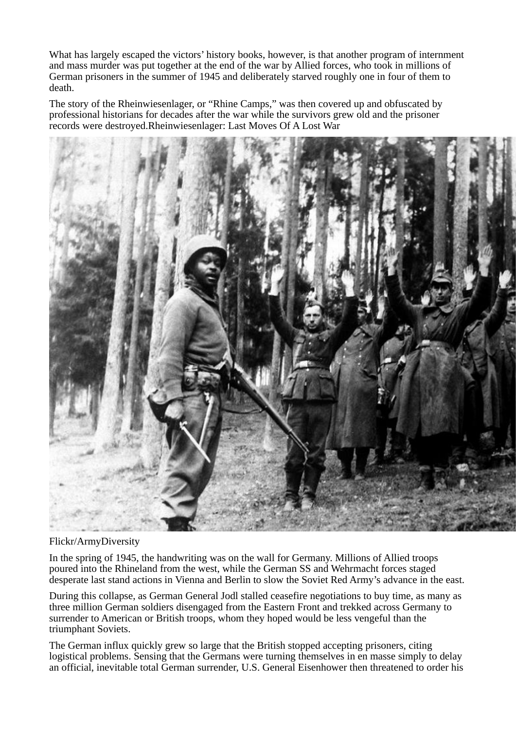What has largely escaped the victors' history books, however, is that another program of internment and mass murder was put together at the end of the war by Allied forces, who took in millions of German prisoners in the summer of 1945 and deliberately starved roughly one in four of them to death.

The story of the Rheinwiesenlager, or "Rhine Camps," was then covered up and obfuscated by professional historians for decades after the war while the survivors grew old and the prisoner records were destroyed.Rheinwiesenlager: Last Moves Of A Lost War

Flickr/ArmyDiversity

In the spring of 1945, the handwriting was on the wall for Germany. Millions of Allied troops poured into the Rhineland from the west, while the German SS and Wehrmacht forces staged desperate last stand actions in Vienna and Berlin to slow the Soviet Red Army's advance in the east.

During this collapse, as German General Jodl stalled ceasefire negotiations to buy time, as many as three million German soldiers disengaged from the Eastern Front and trekked across Germany to surrender to American or British troops, whom they hoped would be less vengeful than the triumphant Soviets.

The German influx quickly grew so large that the British stopped accepting prisoners, citing logistical problems. Sensing that the Germans were turning themselves in en masse simply to delay an official, inevitable total German surrender, U.S. General Eisenhower then threatened to order his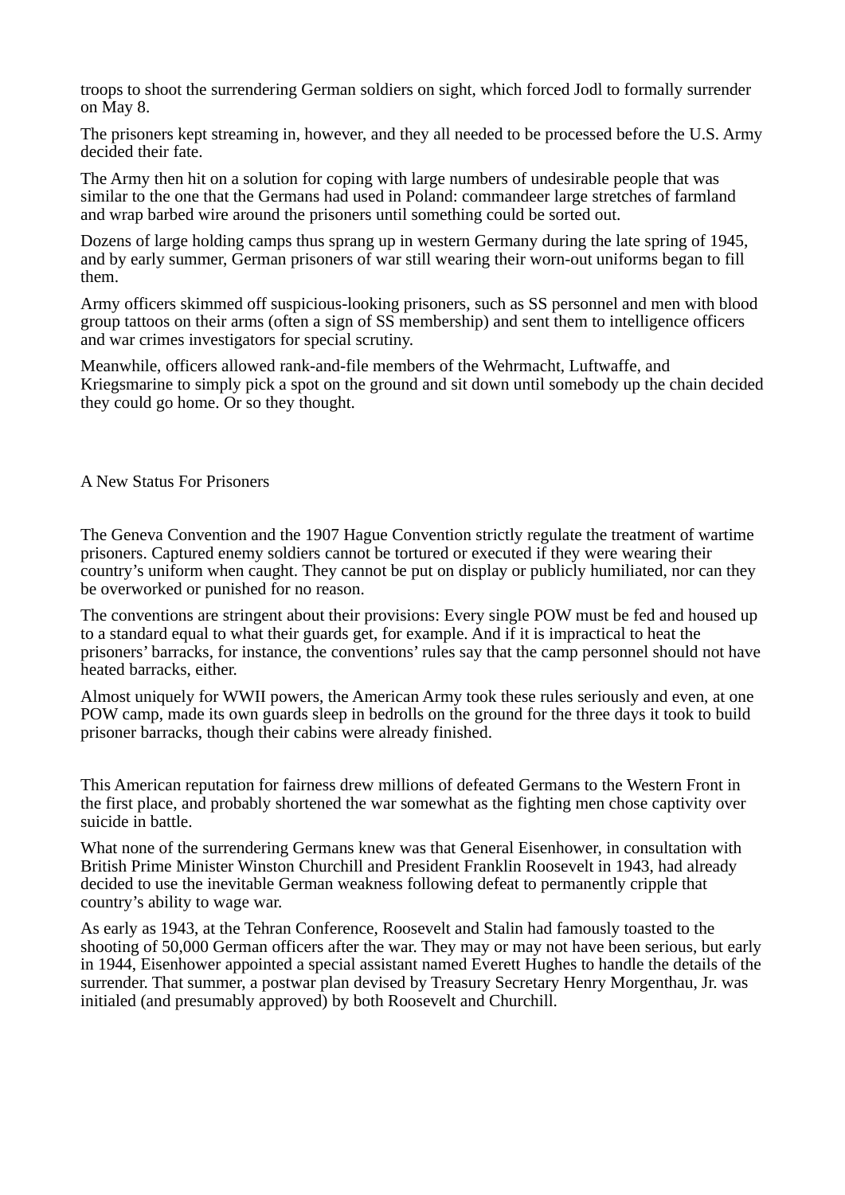troops to shoot the surrendering German soldiers on sight, which forced Jodl to formally surrender on May 8.

The prisoners kept streaming in, however, and they all needed to be processed before the U.S. Army decided their fate.

The Army then hit on a solution for coping with large numbers of undesirable people that was similar to the one that the Germans had used in Poland: commandeer large stretches of farmland and wrap barbed wire around the prisoners until something could be sorted out.

Dozens of large holding camps thus sprang up in western Germany during the late spring of 1945, and by early summer, German prisoners of war still wearing their worn-out uniforms began to fill them.

Army officers skimmed off suspicious-looking prisoners, such as SS personnel and men with blood group tattoos on their arms (often a sign of SS membership) and sent them to intelligence officers and war crimes investigators for special scrutiny.

Meanwhile, officers allowed rank-and-file members of the Wehrmacht, Luftwaffe, and Kriegsmarine to simply pick a spot on the ground and sit down until somebody up the chain decided they could go home. Or so they thought.

## A New Status For Prisoners

The Geneva Convention and the 1907 Hague Convention strictly regulate the treatment of wartime prisoners. Captured enemy soldiers cannot be tortured or executed if they were wearing their country's uniform when caught. They cannot be put on display or publicly humiliated, nor can they be overworked or punished for no reason.

The conventions are stringent about their provisions: Every single POW must be fed and housed up to a standard equal to what their guards get, for example. And if it is impractical to heat the prisoners' barracks, for instance, the conventions' rules say that the camp personnel should not have heated barracks, either.

Almost uniquely for WWII powers, the American Army took these rules seriously and even, at one POW camp, made its own guards sleep in bedrolls on the ground for the three days it took to build prisoner barracks, though their cabins were already finished.

This American reputation for fairness drew millions of defeated Germans to the Western Front in the first place, and probably shortened the war somewhat as the fighting men chose captivity over suicide in battle.

What none of the surrendering Germans knew was that General Eisenhower, in consultation with British Prime Minister Winston Churchill and President Franklin Roosevelt in 1943, had already decided to use the inevitable German weakness following defeat to permanently cripple that country's ability to wage war.

As early as 1943, at the Tehran Conference, Roosevelt and Stalin had famously toasted to the shooting of 50,000 German officers after the war. They may or may not have been serious, but early in 1944, Eisenhower appointed a special assistant named Everett Hughes to handle the details of the surrender. That summer, a postwar plan devised by Treasury Secretary Henry Morgenthau, Jr. was initialed (and presumably approved) by both Roosevelt and Churchill.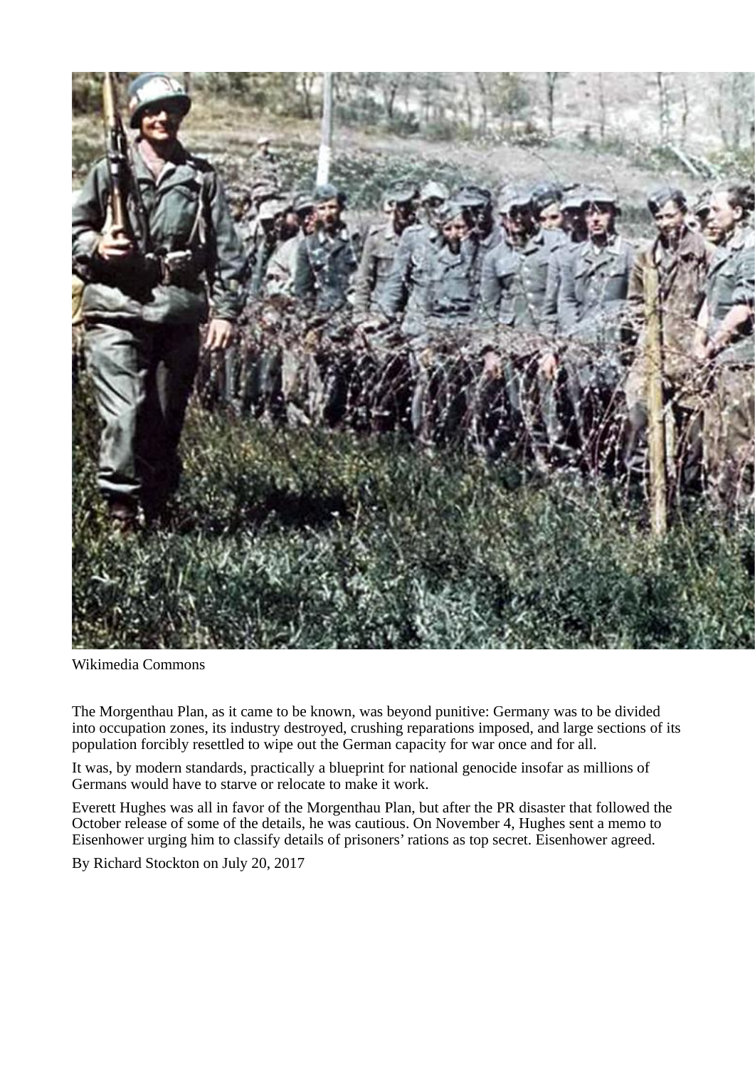Wikimedia Commons

The Morgenthau Plan, as it came to be known, was beyond punitive: Germany was to be divided into occupation zones, its industry destroyed, crushing reparations imposed, and large sections of its population forcibly resettled to wipe out the German capacity for war once and for all.

It was, by modern standards, practically a blueprint for national genocide insofar as millions of Germans would have to starve or relocate to make it work.

Everett Hughes was all in favor of the Morgenthau Plan, but after the PR disaster that followed the October release of some of the details, he was cautious. On November 4, Hughes sent a memo to Eisenhower urging him to classify details of prisoners' rations as top secret. Eisenhower agreed.

By Richard Stockton on July 20, 2017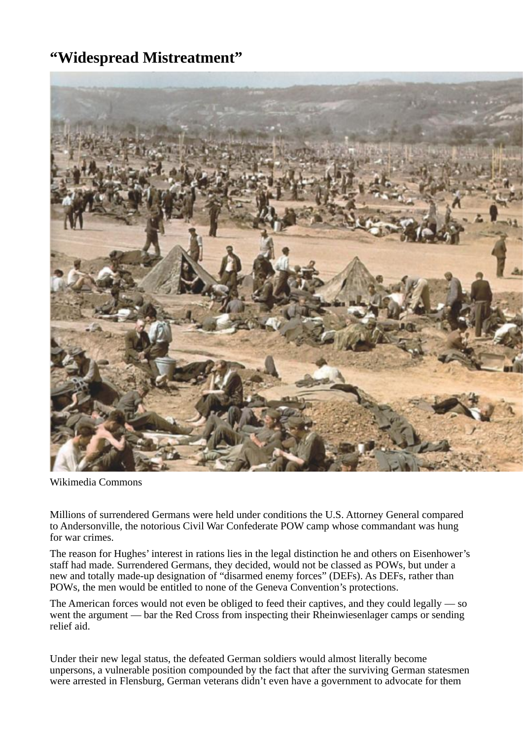# “Widespread Mistreatment”

Wikimedia Commons

Millions of surrendered Germans were held under conditions the U.S. Attorney General compared to Andersonville, the notorious Civil War Confederate POW camp whose commandant was hung for war crimes.

The reason for Hughes’ interest in rations lies in the legal distinction he and others on Eisenhower’s staff had made. Surrendered Germans, they decided, would not be classed as POWs, but under a new and totally made-up designation of “disarmed enemy forces” (DEFs). As DEFs, rather than POWs, the men would be entitled to none of the Geneva Convention’s protections.

The American forces would not even be obliged to feed their captives, and they could legally — so went the argument — bar the Red Cross from inspecting their Rheinwiesenlager camps or sending relief aid.

Under their new legal status, the defeated German soldiers would almost literally become unpersons, a vulnerable position compounded by the fact that after the surviving German statesmen were arrested in Flensburg, German veterans didn’t even have a government to advocate for them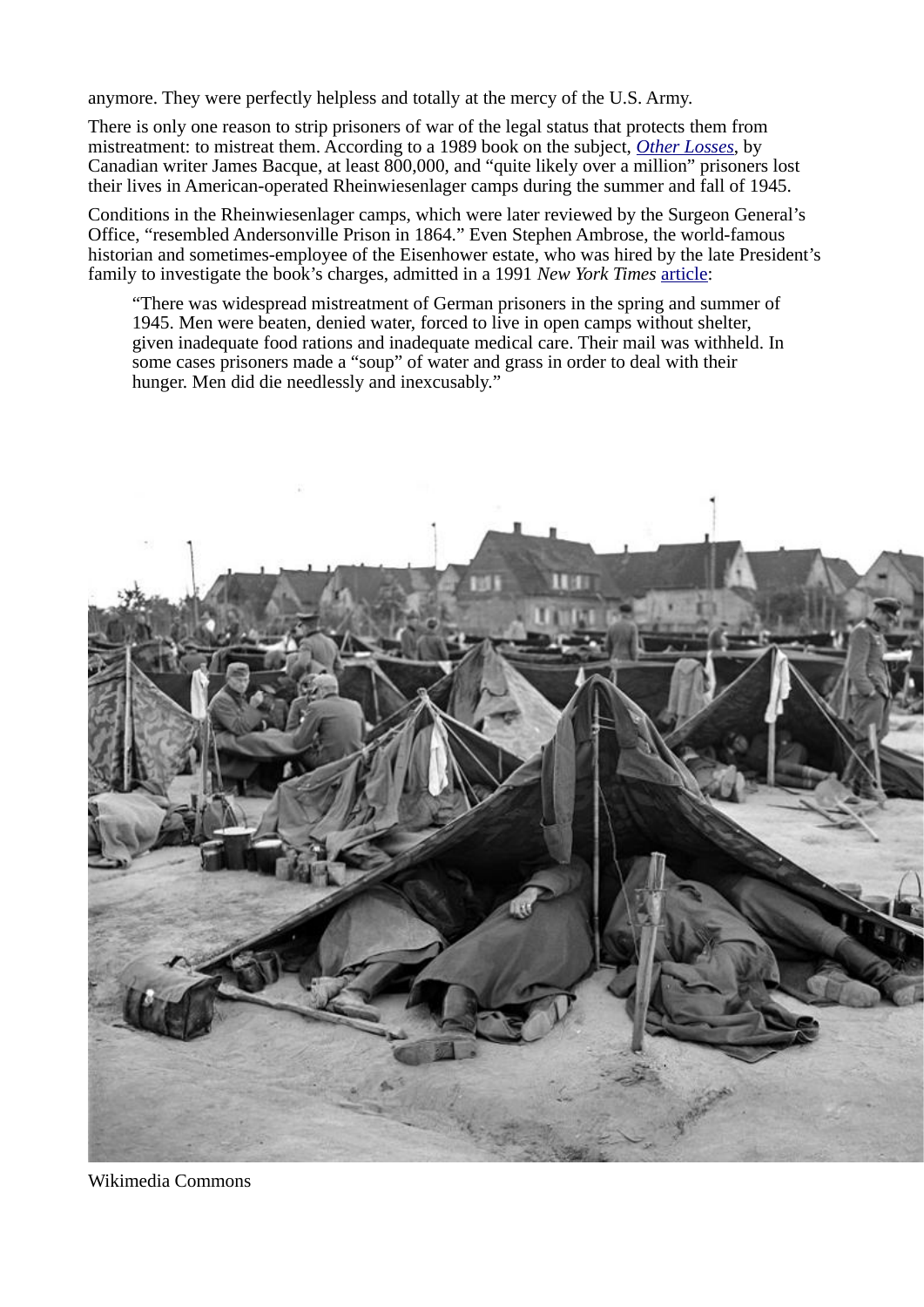anymore. They were perfectly helpless and totally at the mercy of the U.S. Army.

There is only one reason to strip prisoners of war of the legal status that protects them from mistreatment: to mistreat them. According to a 1989 book on the subject, *Other Losses*, by Canadian writer James Bacque, at least 800,000, and "quite likely over a million" prisoners lost their lives in American-operated Rheinwiesenlager camps during the summer and fall of 1945.

Conditions in the Rheinwiesenlager camps, which were later reviewed by the Surgeon General's Office, "resembled Andersonville Prison in 1864." Even Stephen Ambrose, the world-famous historian and sometimes-employee of the Eisenhower estate, who was hired by the late President's family to investigate the book's charges, admitted in a 1991 *New York Times* article:

> "There was widespread mistreatment of German prisoners in the spring and summer of 1945. Men were beaten, denied water, forced to live in open camps without shelter, given inadequate food rations and inadequate medical care. Their mail was withheld. In some cases prisoners made a "soup" of water and grass in order to deal with their hunger. Men did die needlessly and inexcusably."

Wikimedia Commons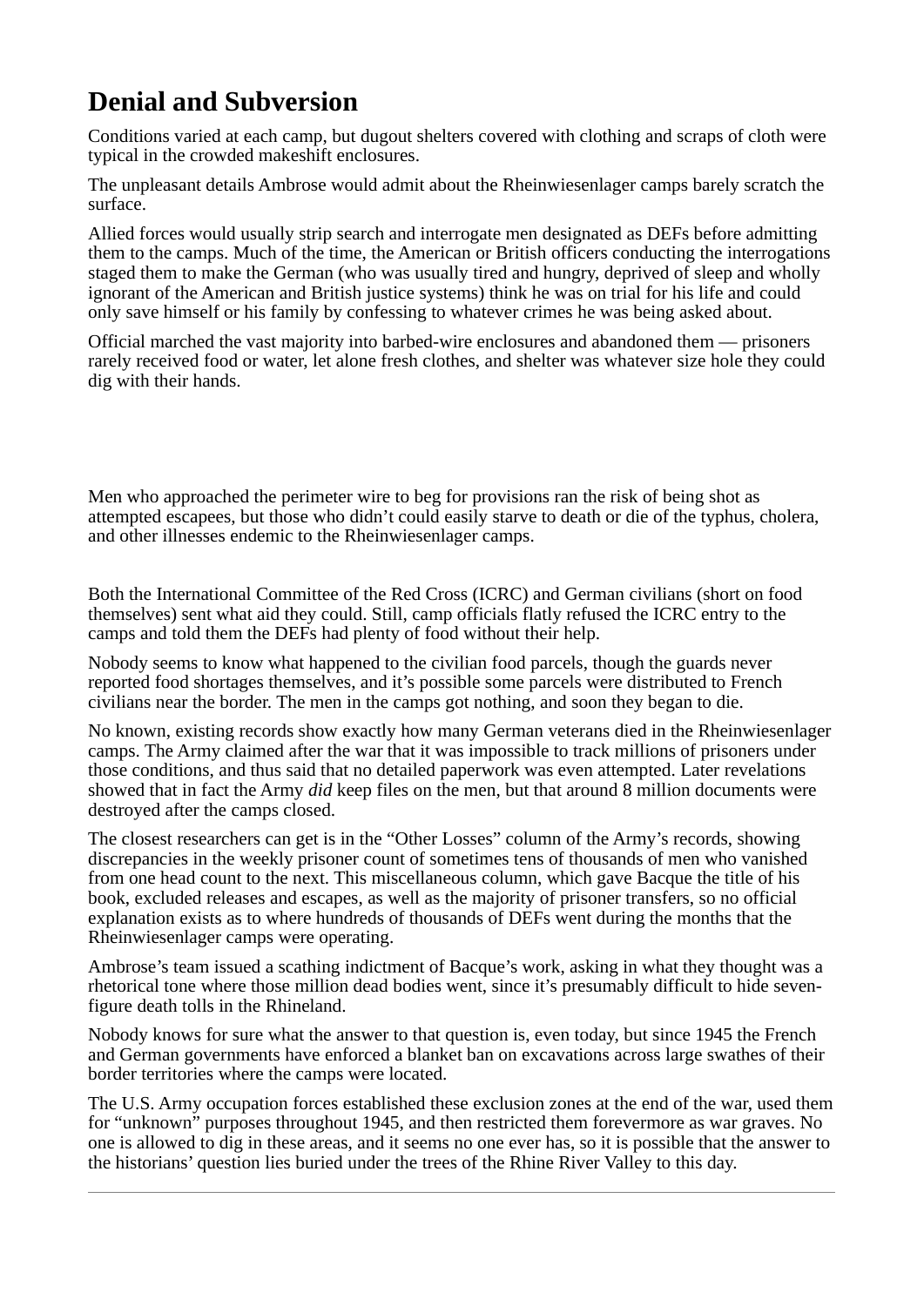# Denial and Subversion

Conditions varied at each camp, but dugout shelters covered with clothing and scraps of cloth were typical in the crowded makeshift enclosures.

The unpleasant details Ambrose would admit about the Rheinwiesenlager camps barely scratch the surface.

Allied forces would usually strip search and interrogate men designated as DEFs before admitting them to the camps. Much of the time, the American or British officers conducting the interrogations staged them to make the German (who was usually tired and hungry, deprived of sleep and wholly ignorant of the American and British justice systems) think he was on trial for his life and could only save himself or his family by confessing to whatever crimes he was being asked about.

Official marched the vast majority into barbed-wire enclosures and abandoned them — prisoners rarely received food or water, let alone fresh clothes, and shelter was whatever size hole they could dig with their hands.

Men who approached the perimeter wire to beg for provisions ran the risk of being shot as attempted escapees, but those who didn't could easily starve to death or die of the typhus, cholera, and other illnesses endemic to the Rheinwiesenlager camps.

Both the International Committee of the Red Cross (ICRC) and German civilians (short on food themselves) sent what aid they could. Still, camp officials flatly refused the ICRC entry to the camps and told them the DEFs had plenty of food without their help.

Nobody seems to know what happened to the civilian food parcels, though the guards never reported food shortages themselves, and it's possible some parcels were distributed to French civilians near the border. The men in the camps got nothing, and soon they began to die.

No known, existing records show exactly how many German veterans died in the Rheinwiesenlager camps. The Army claimed after the war that it was impossible to track millions of prisoners under those conditions, and thus said that no detailed paperwork was even attempted. Later revelations showed that in fact the Army *did* keep files on the men, but that around 8 million documents were destroyed after the camps closed.

The closest researchers can get is in the "Other Losses" column of the Army's records, showing discrepancies in the weekly prisoner count of sometimes tens of thousands of men who vanished from one head count to the next. This miscellaneous column, which gave Bacque the title of his book, excluded releases and escapes, as well as the majority of prisoner transfers, so no official explanation exists as to where hundreds of thousands of DEFs went during the months that the Rheinwiesenlager camps were operating.

Ambrose's team issued a scathing indictment of Bacque's work, asking in what they thought was a rhetorical tone where those million dead bodies went, since it's presumably difficult to hide seven-figure death tolls in the Rhineland.

Nobody knows for sure what the answer to that question is, even today, but since 1945 the French and German governments have enforced a blanket ban on excavations across large swathes of their border territories where the camps were located.

The U.S. Army occupation forces established these exclusion zones at the end of the war, used them for "unknown" purposes throughout 1945, and then restricted them forevermore as war graves. No one is allowed to dig in these areas, and it seems no one ever has, so it is possible that the answer to the historians' question lies buried under the trees of the Rhine River Valley to this day.

---